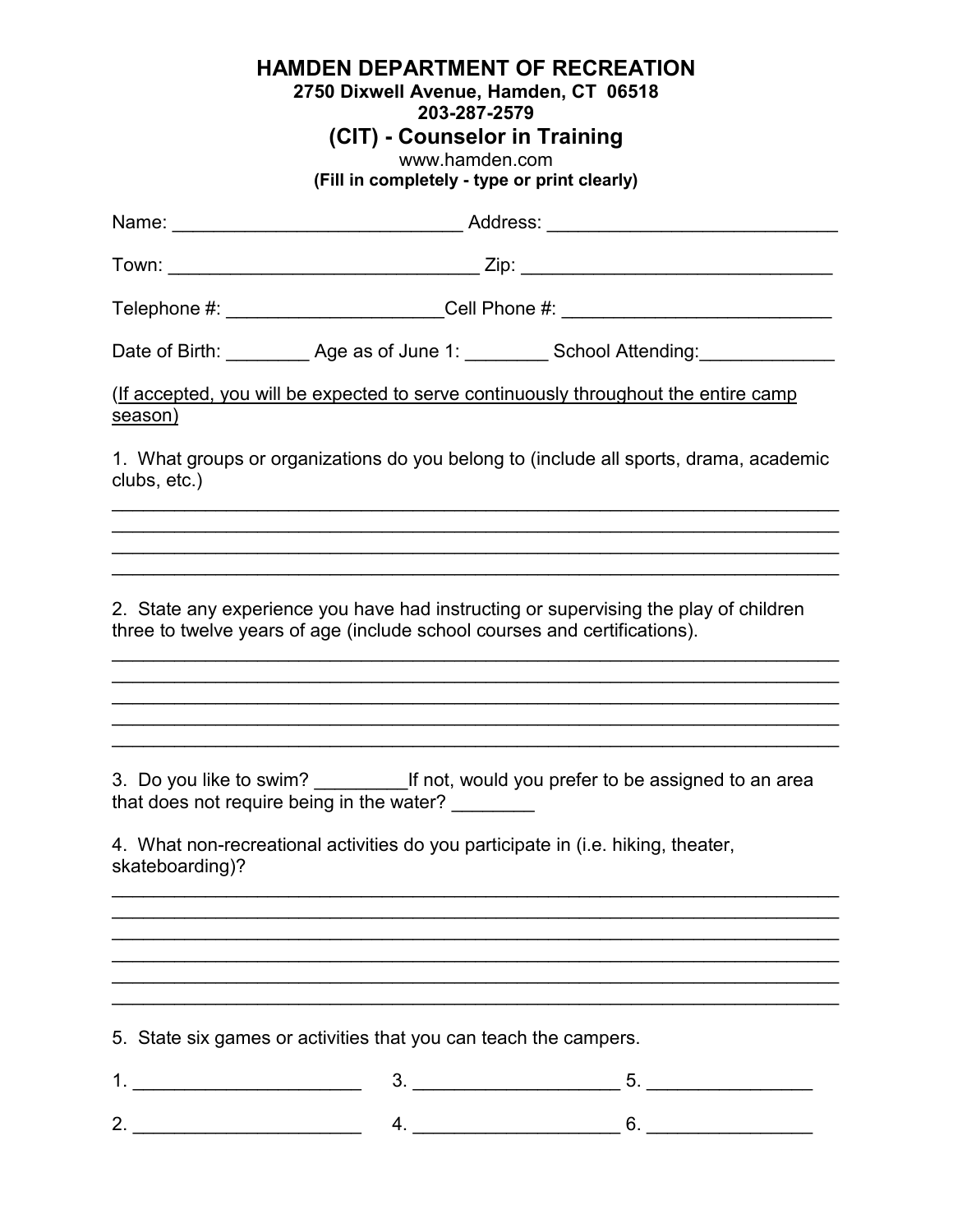# HAMDEN DEPARTMENT OF RECREATION

**2750 Dixwell Avenue, Hamden, CT 06518**

**203-287-2579**

## (CIT) - Counselor in Training

www.hamden.com

**(Fill in completely - type or print clearly)**

Name: ____________________________ Address: ____________________________

Town: ______________________________ Zip: ______________________________

Telephone #: ____________________Cell Phone #: __________________________

Date of Birth: ________ Age as of June 1: ________ School Attending:_____________

<u>(If accepted, you will be expected to serve continuously throughout the entire camp season)</u>

1. What groups or organizations do you belong to (include all sports, drama, academic clubs, etc.)

______________________________________________________________________
______________________________________________________________________
______________________________________________________________________
______________________________________________________________________

2. State any experience you have had instructing or supervising the play of children three to twelve years of age (include school courses and certifications).

______________________________________________________________________
______________________________________________________________________
______________________________________________________________________
______________________________________________________________________
______________________________________________________________________

3. Do you like to swim? _________If not, would you prefer to be assigned to an area that does not require being in the water? ________

4. What non-recreational activities do you participate in (i.e. hiking, theater, skateboarding)?

______________________________________________________________________
______________________________________________________________________
______________________________________________________________________
______________________________________________________________________
______________________________________________________________________
______________________________________________________________________

5. State six games or activities that you can teach the campers.

1. ______________________ 3. ____________________ 5. ________________

2. ______________________ 4. ____________________ 6. ________________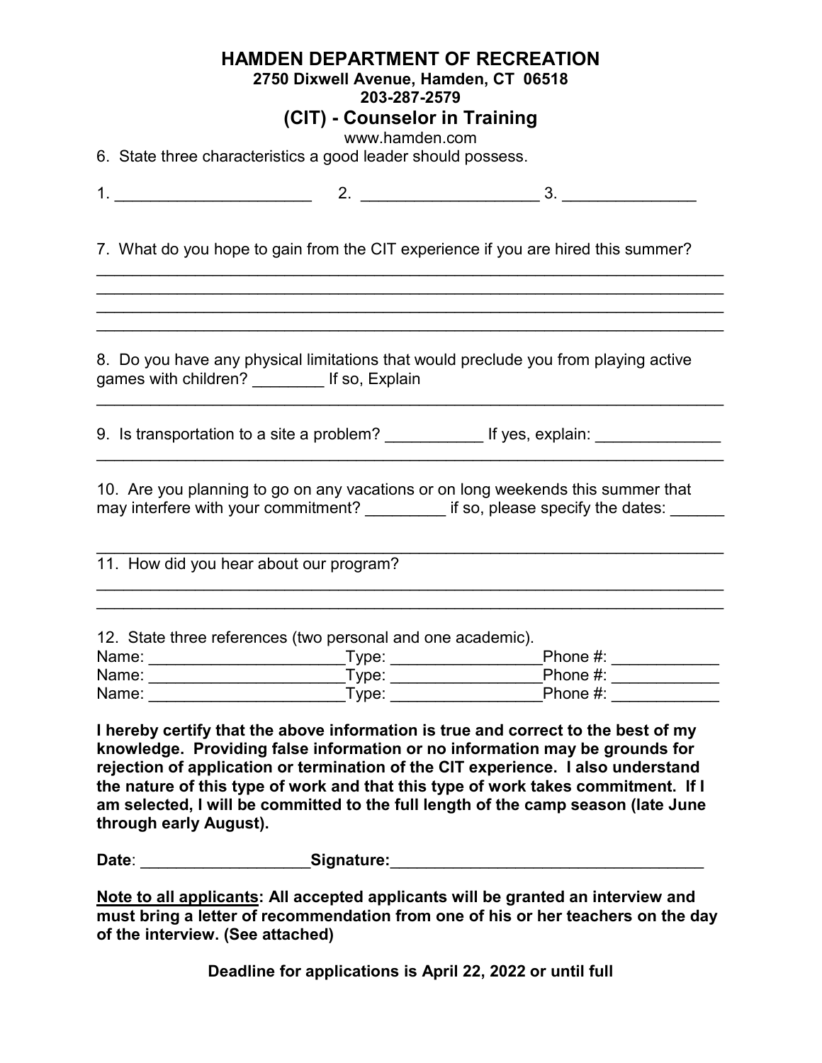# HAMDEN DEPARTMENT OF RECREATION

**2750 Dixwell Avenue, Hamden, CT 06518**
**203-287-2579**

## (CIT) - Counselor in Training

www.hamden.com

6. State three characteristics a good leader should possess.

1. ______________________ 2. ____________________ 3. _______________

7. What do you hope to gain from the CIT experience if you are hired this summer?
________________________________________________________________________
________________________________________________________________________
________________________________________________________________________
________________________________________________________________________

8. Do you have any physical limitations that would preclude you from playing active games with children? ________ If so, Explain
________________________________________________________________________

9. Is transportation to a site a problem? ___________ If yes, explain: ______________
________________________________________________________________________

10. Are you planning to go on any vacations or on long weekends this summer that may interfere with your commitment? _________ if so, please specify the dates: ______
________________________________________________________________________

11. How did you hear about our program?
________________________________________________________________________
________________________________________________________________________

12. State three references (two personal and one academic).

Name: ______________________Type: _________________Phone #: ____________
Name: ______________________Type: _________________Phone #: ____________
Name: ______________________Type: _________________Phone #: ____________

**I hereby certify that the above information is true and correct to the best of my knowledge. Providing false information or no information may be grounds for rejection of application or termination of the CIT experience. I also understand the nature of this type of work and that this type of work takes commitment. If I am selected, I will be committed to the full length of the camp season (late June through early August).**

**Date**: ___________________**Signature:**____________________________________

**Note to all applicants: All accepted applicants will be granted an interview and must bring a letter of recommendation from one of his or her teachers on the day of the interview. (See attached)**

**Deadline for applications is April 22, 2022 or until full**